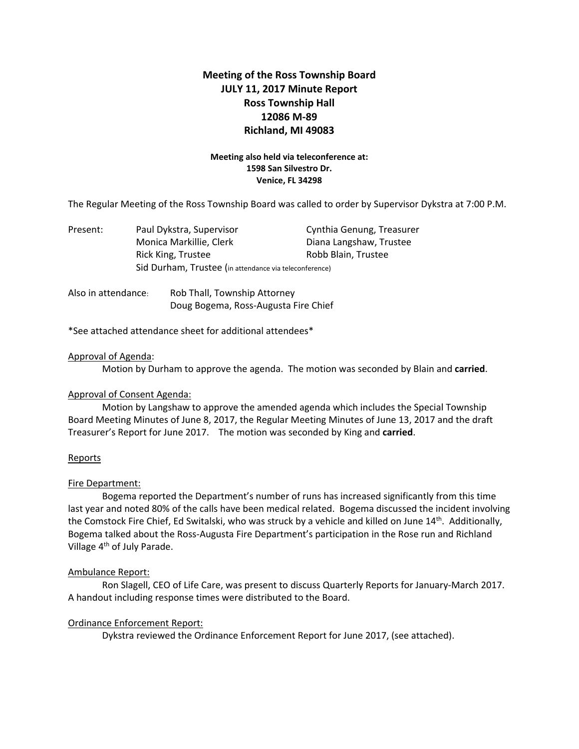# Meeting of the Ross Township Board
## JULY 11, 2017 Minute Report
## Ross Township Hall
## 12086 M-89
## Richland, MI 49083

**Meeting also held via teleconference at:**
**1598 San Silvestro Dr.**
**Venice, FL 34298**

The Regular Meeting of the Ross Township Board was called to order by Supervisor Dykstra at 7:00 P.M.

Present:
- Paul Dykstra, Supervisor
- Cynthia Genung, Treasurer
- Monica Markillie, Clerk
- Diana Langshaw, Trustee
- Rick King, Trustee
- Robb Blain, Trustee
- Sid Durham, Trustee (in attendance via teleconference)

Also in attendance:
- Rob Thall, Township Attorney
- Doug Bogema, Ross-Augusta Fire Chief

*See attached attendance sheet for additional attendees*

Approval of Agenda:

Motion by Durham to approve the agenda. The motion was seconded by Blain and **carried**.

Approval of Consent Agenda:

Motion by Langshaw to approve the amended agenda which includes the Special Township Board Meeting Minutes of June 8, 2017, the Regular Meeting Minutes of June 13, 2017 and the draft Treasurer's Report for June 2017. The motion was seconded by King and **carried**.

Reports

Fire Department:

Bogema reported the Department's number of runs has increased significantly from this time last year and noted 80% of the calls have been medical related. Bogema discussed the incident involving the Comstock Fire Chief, Ed Switalski, who was struck by a vehicle and killed on June 14th. Additionally, Bogema talked about the Ross-Augusta Fire Department's participation in the Rose run and Richland Village 4th of July Parade.

Ambulance Report:

Ron Slagell, CEO of Life Care, was present to discuss Quarterly Reports for January-March 2017. A handout including response times were distributed to the Board.

Ordinance Enforcement Report:

Dykstra reviewed the Ordinance Enforcement Report for June 2017, (see attached).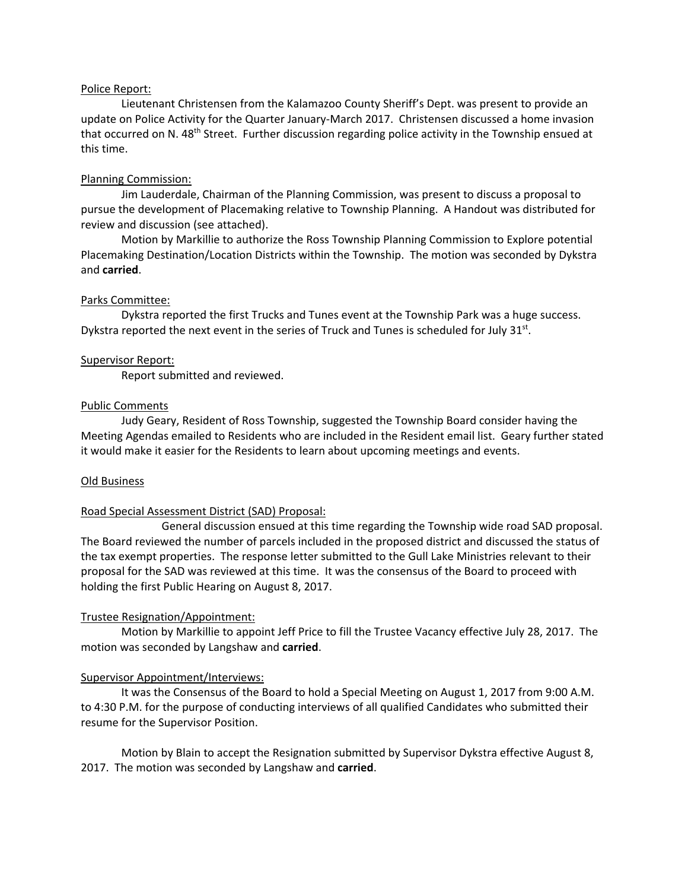Police Report:

Lieutenant Christensen from the Kalamazoo County Sheriff's Dept. was present to provide an update on Police Activity for the Quarter January-March 2017. Christensen discussed a home invasion that occurred on N. 48th Street. Further discussion regarding police activity in the Township ensued at this time.

Planning Commission:

Jim Lauderdale, Chairman of the Planning Commission, was present to discuss a proposal to pursue the development of Placemaking relative to Township Planning. A Handout was distributed for review and discussion (see attached).

Motion by Markillie to authorize the Ross Township Planning Commission to Explore potential Placemaking Destination/Location Districts within the Township. The motion was seconded by Dykstra and **carried**.

Parks Committee:

Dykstra reported the first Trucks and Tunes event at the Township Park was a huge success. Dykstra reported the next event in the series of Truck and Tunes is scheduled for July 31st.

Supervisor Report:

Report submitted and reviewed.

Public Comments

Judy Geary, Resident of Ross Township, suggested the Township Board consider having the Meeting Agendas emailed to Residents who are included in the Resident email list. Geary further stated it would make it easier for the Residents to learn about upcoming meetings and events.

Old Business

Road Special Assessment District (SAD) Proposal:

General discussion ensued at this time regarding the Township wide road SAD proposal. The Board reviewed the number of parcels included in the proposed district and discussed the status of the tax exempt properties. The response letter submitted to the Gull Lake Ministries relevant to their proposal for the SAD was reviewed at this time. It was the consensus of the Board to proceed with holding the first Public Hearing on August 8, 2017.

Trustee Resignation/Appointment:

Motion by Markillie to appoint Jeff Price to fill the Trustee Vacancy effective July 28, 2017. The motion was seconded by Langshaw and **carried**.

Supervisor Appointment/Interviews:

It was the Consensus of the Board to hold a Special Meeting on August 1, 2017 from 9:00 A.M. to 4:30 P.M. for the purpose of conducting interviews of all qualified Candidates who submitted their resume for the Supervisor Position.

Motion by Blain to accept the Resignation submitted by Supervisor Dykstra effective August 8, 2017. The motion was seconded by Langshaw and **carried**.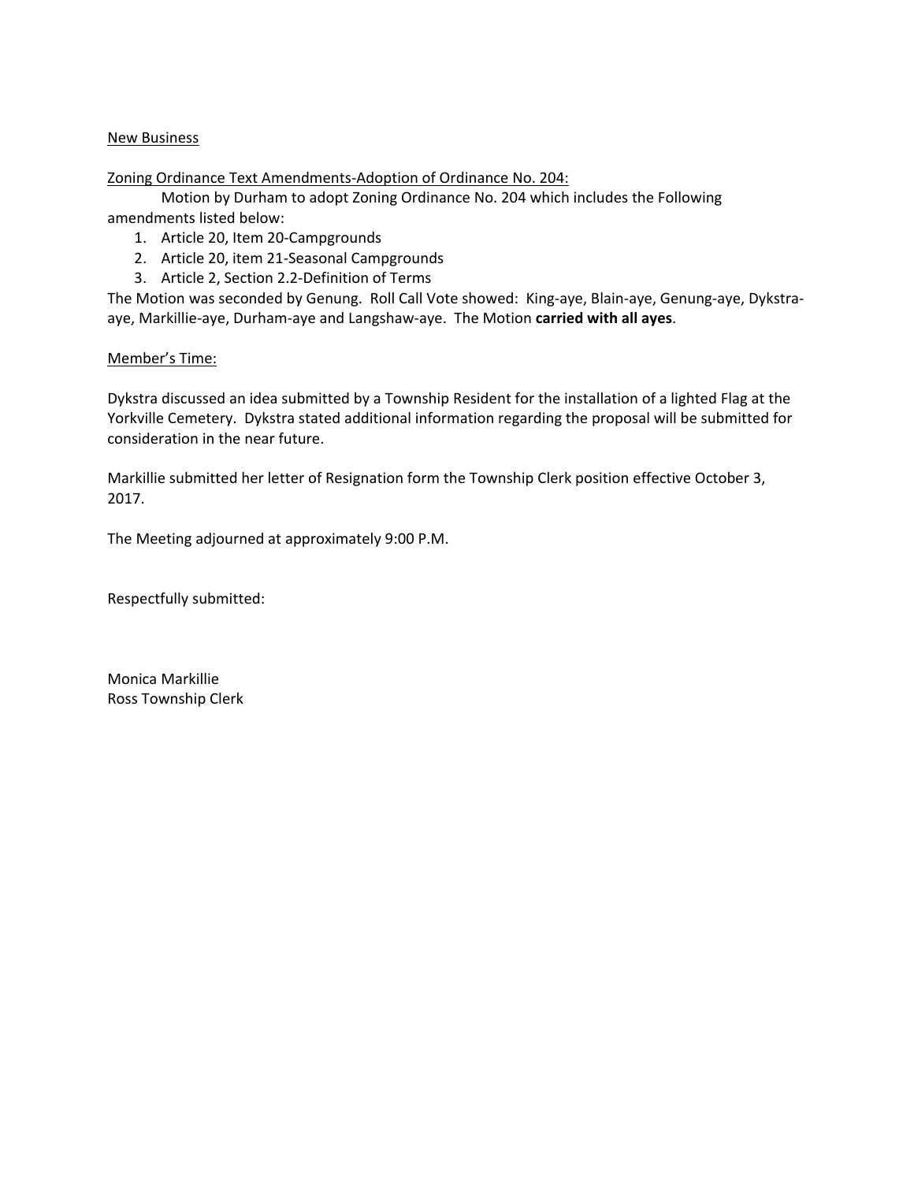New Business

Zoning Ordinance Text Amendments-Adoption of Ordinance No. 204:

Motion by Durham to adopt Zoning Ordinance No. 204 which includes the Following amendments listed below:

1. Article 20, Item 20-Campgrounds
2. Article 20, item 21-Seasonal Campgrounds
3. Article 2, Section 2.2-Definition of Terms

The Motion was seconded by Genung. Roll Call Vote showed: King-aye, Blain-aye, Genung-aye, Dykstra-aye, Markillie-aye, Durham-aye and Langshaw-aye. The Motion **carried with all ayes**.

Member's Time:

Dykstra discussed an idea submitted by a Township Resident for the installation of a lighted Flag at the Yorkville Cemetery. Dykstra stated additional information regarding the proposal will be submitted for consideration in the near future.

Markillie submitted her letter of Resignation form the Township Clerk position effective October 3, 2017.

The Meeting adjourned at approximately 9:00 P.M.

Respectfully submitted:

Monica Markillie
Ross Township Clerk